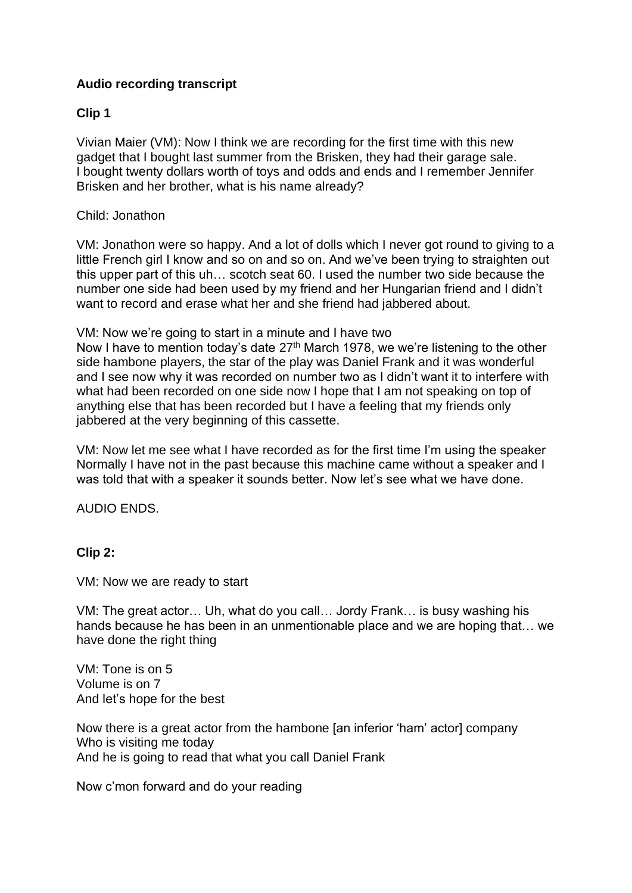**Audio recording transcript**

**Clip 1**

Vivian Maier (VM): Now I think we are recording for the first time with this new gadget that I bought last summer from the Brisken, they had their garage sale. I bought twenty dollars worth of toys and odds and ends and I remember Jennifer Brisken and her brother, what is his name already?

Child: Jonathon

VM: Jonathon were so happy. And a lot of dolls which I never got round to giving to a little French girl I know and so on and so on. And we've been trying to straighten out this upper part of this uh… scotch seat 60. I used the number two side because the number one side had been used by my friend and her Hungarian friend and I didn't want to record and erase what her and she friend had jabbered about.

VM: Now we're going to start in a minute and I have two
Now I have to mention today's date 27th March 1978, we we're listening to the other side hambone players, the star of the play was Daniel Frank and it was wonderful and I see now why it was recorded on number two as I didn't want it to interfere with what had been recorded on one side now I hope that I am not speaking on top of anything else that has been recorded but I have a feeling that my friends only jabbered at the very beginning of this cassette.

VM: Now let me see what I have recorded as for the first time I'm using the speaker Normally I have not in the past because this machine came without a speaker and I was told that with a speaker it sounds better. Now let's see what we have done.

AUDIO ENDS.

**Clip 2:**

VM: Now we are ready to start

VM: The great actor… Uh, what do you call… Jordy Frank… is busy washing his hands because he has been in an unmentionable place and we are hoping that… we have done the right thing

VM: Tone is on 5
Volume is on 7
And let's hope for the best

Now there is a great actor from the hambone [an inferior 'ham' actor] company
Who is visiting me today
And he is going to read that what you call Daniel Frank

Now c'mon forward and do your reading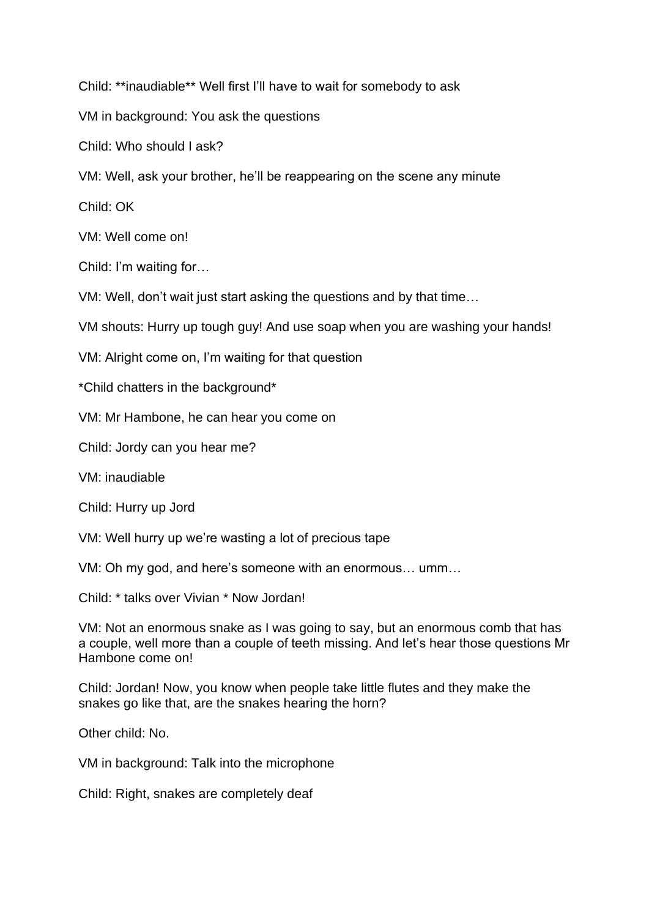Child: **inaudiable** Well first I'll have to wait for somebody to ask

VM in background: You ask the questions

Child: Who should I ask?

VM: Well, ask your brother, he'll be reappearing on the scene any minute

Child: OK

VM: Well come on!

Child: I'm waiting for…

VM: Well, don't wait just start asking the questions and by that time…

VM shouts: Hurry up tough guy! And use soap when you are washing your hands!

VM: Alright come on, I'm waiting for that question

*Child chatters in the background*

VM: Mr Hambone, he can hear you come on

Child: Jordy can you hear me?

VM: inaudiable

Child: Hurry up Jord

VM: Well hurry up we're wasting a lot of precious tape

VM: Oh my god, and here's someone with an enormous… umm…

Child: * talks over Vivian * Now Jordan!

VM: Not an enormous snake as I was going to say, but an enormous comb that has a couple, well more than a couple of teeth missing. And let's hear those questions Mr Hambone come on!

Child: Jordan! Now, you know when people take little flutes and they make the snakes go like that, are the snakes hearing the horn?

Other child: No.

VM in background: Talk into the microphone

Child: Right, snakes are completely deaf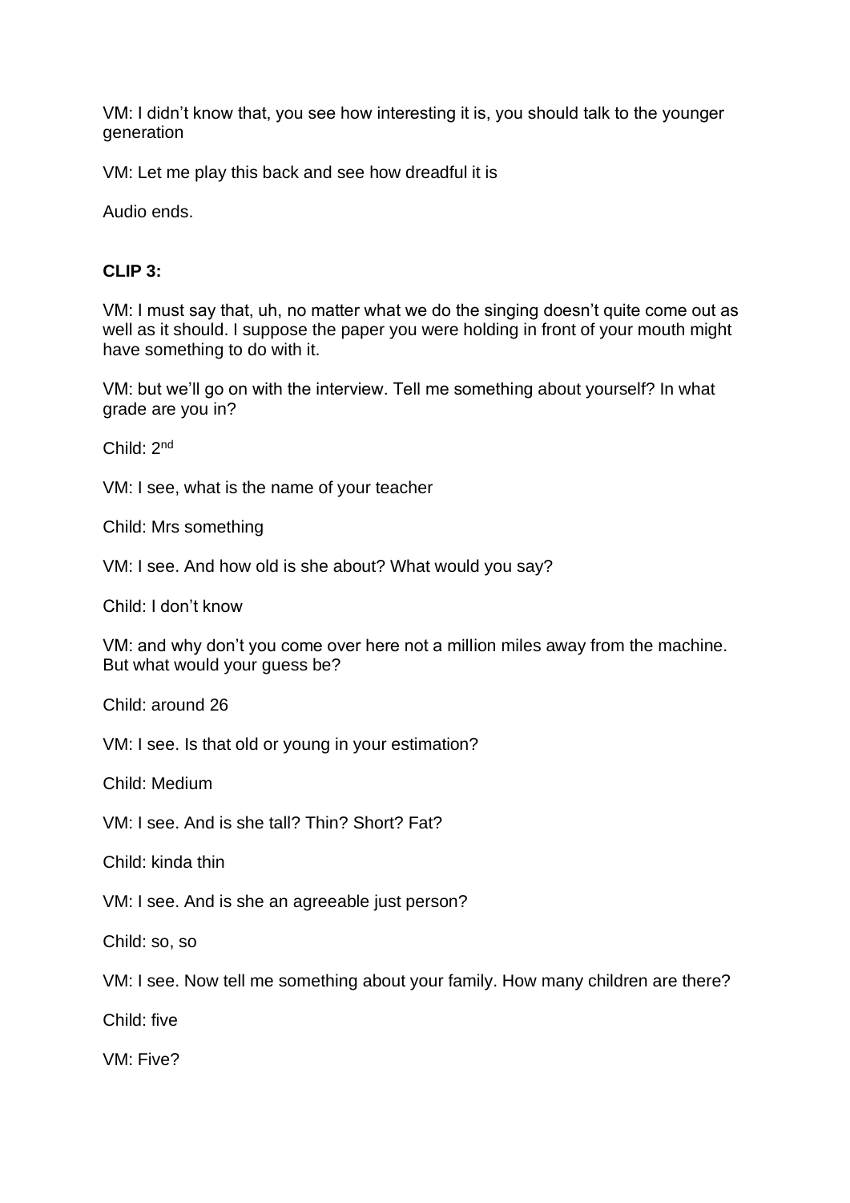VM: I didn't know that, you see how interesting it is, you should talk to the younger generation

VM: Let me play this back and see how dreadful it is

Audio ends.

**CLIP 3:**

VM: I must say that, uh, no matter what we do the singing doesn't quite come out as well as it should. I suppose the paper you were holding in front of your mouth might have something to do with it.

VM: but we'll go on with the interview. Tell me something about yourself? In what grade are you in?

Child: 2nd

VM: I see, what is the name of your teacher

Child: Mrs something

VM: I see. And how old is she about? What would you say?

Child: I don't know

VM: and why don't you come over here not a million miles away from the machine. But what would your guess be?

Child: around 26

VM: I see. Is that old or young in your estimation?

Child: Medium

VM: I see. And is she tall? Thin? Short? Fat?

Child: kinda thin

VM: I see. And is she an agreeable just person?

Child: so, so

VM: I see. Now tell me something about your family. How many children are there?

Child: five

VM: Five?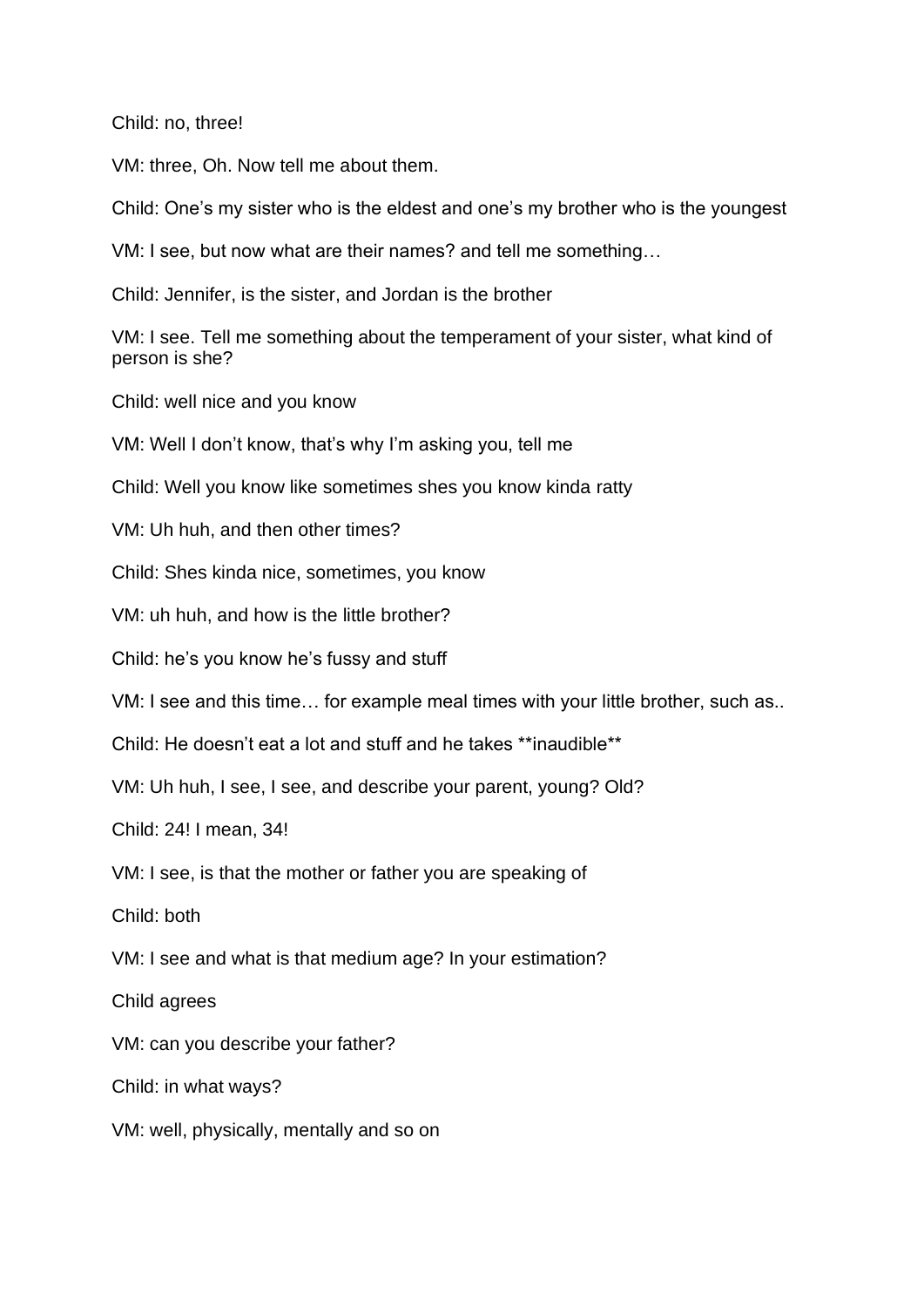Child: no, three!

VM: three, Oh. Now tell me about them.

Child: One's my sister who is the eldest and one's my brother who is the youngest

VM: I see, but now what are their names? and tell me something…

Child: Jennifer, is the sister, and Jordan is the brother

VM: I see. Tell me something about the temperament of your sister, what kind of person is she?

Child: well nice and you know

VM: Well I don't know, that's why I'm asking you, tell me

Child: Well you know like sometimes shes you know kinda ratty

VM: Uh huh, and then other times?

Child: Shes kinda nice, sometimes, you know

VM: uh huh, and how is the little brother?

Child: he's you know he's fussy and stuff

VM: I see and this time… for example meal times with your little brother, such as..

Child: He doesn't eat a lot and stuff and he takes **inaudible**

VM: Uh huh, I see, I see, and describe your parent, young? Old?

Child: 24! I mean, 34!

VM: I see, is that the mother or father you are speaking of

Child: both

VM: I see and what is that medium age? In your estimation?

Child agrees

VM: can you describe your father?

Child: in what ways?

VM: well, physically, mentally and so on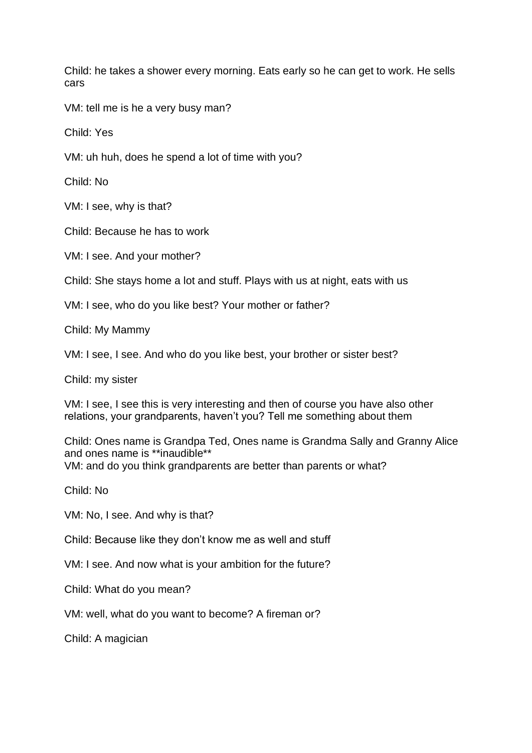Child: he takes a shower every morning. Eats early so he can get to work. He sells cars

VM: tell me is he a very busy man?

Child: Yes

VM: uh huh, does he spend a lot of time with you?

Child: No

VM: I see, why is that?

Child: Because he has to work

VM: I see. And your mother?

Child: She stays home a lot and stuff. Plays with us at night, eats with us

VM: I see, who do you like best? Your mother or father?

Child: My Mammy

VM: I see, I see. And who do you like best, your brother or sister best?

Child: my sister

VM: I see, I see this is very interesting and then of course you have also other relations, your grandparents, haven't you? Tell me something about them

Child: Ones name is Grandpa Ted, Ones name is Grandma Sally and Granny Alice and ones name is **inaudible**
VM: and do you think grandparents are better than parents or what?

Child: No

VM: No, I see. And why is that?

Child: Because like they don't know me as well and stuff

VM: I see. And now what is your ambition for the future?

Child: What do you mean?

VM: well, what do you want to become? A fireman or?

Child: A magician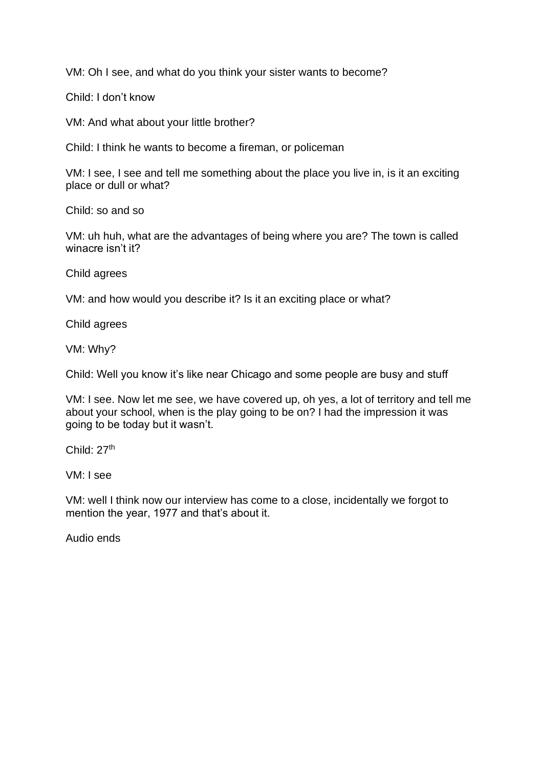VM: Oh I see, and what do you think your sister wants to become?

Child: I don't know

VM: And what about your little brother?

Child: I think he wants to become a fireman, or policeman

VM: I see, I see and tell me something about the place you live in, is it an exciting place or dull or what?

Child: so and so

VM: uh huh, what are the advantages of being where you are? The town is called winacre isn't it?

Child agrees

VM: and how would you describe it? Is it an exciting place or what?

Child agrees

VM: Why?

Child: Well you know it's like near Chicago and some people are busy and stuff

VM: I see. Now let me see, we have covered up, oh yes, a lot of territory and tell me about your school, when is the play going to be on? I had the impression it was going to be today but it wasn't.

Child: 27th

VM: I see

VM: well I think now our interview has come to a close, incidentally we forgot to mention the year, 1977 and that's about it.

Audio ends